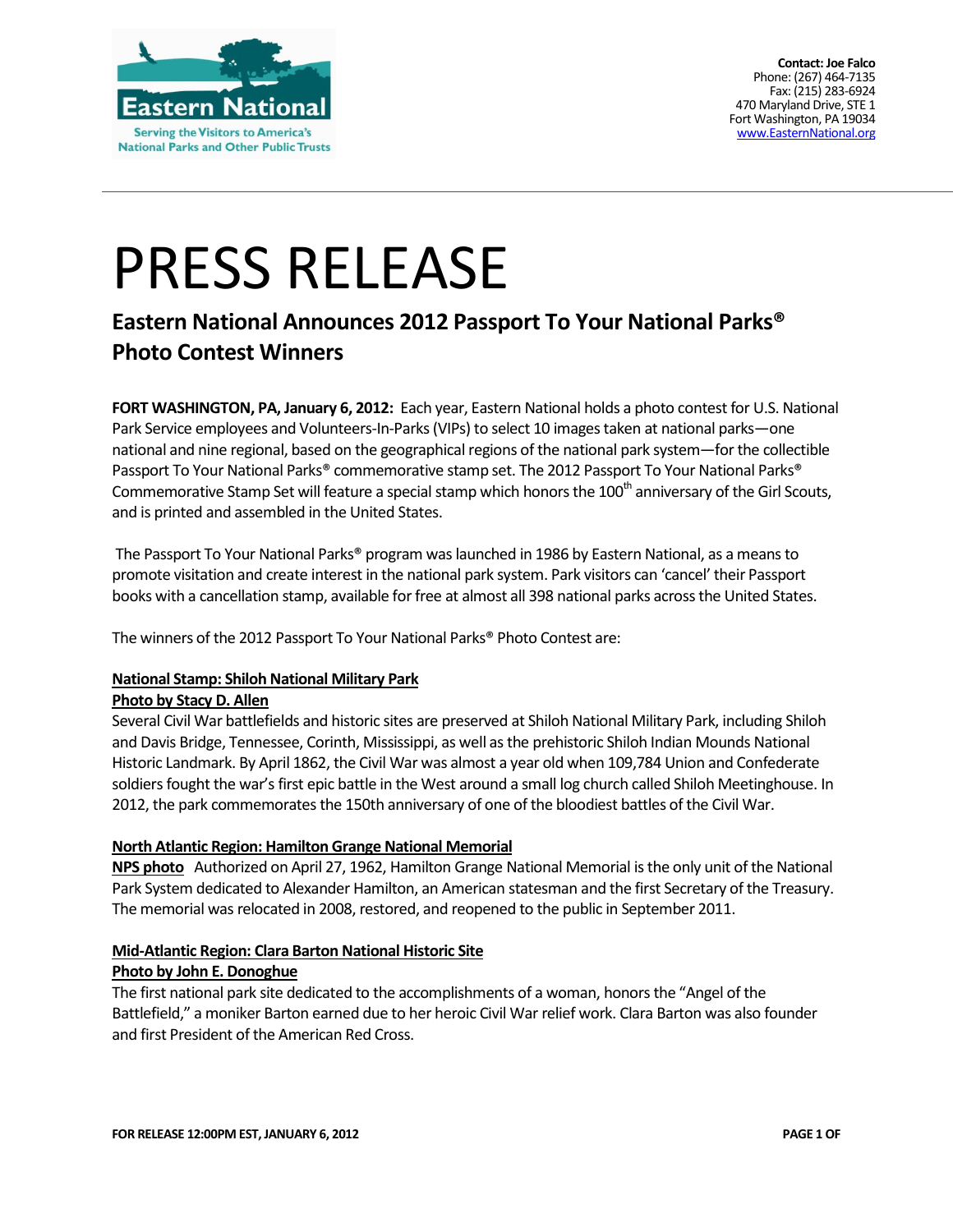Eastern National

Serving the Visitors to America's National Parks and Other Public Trusts

**Contact: Joe Falco**
Phone: (267) 464-7135
Fax: (215) 283-6924
470 Maryland Drive, STE 1
Fort Washington, PA 19034
www.EasternNational.org

# PRESS RELEASE

## Eastern National Announces 2012 Passport To Your National Parks® Photo Contest Winners

**FORT WASHINGTON, PA, January 6, 2012:** Each year, Eastern National holds a photo contest for U.S. National Park Service employees and Volunteers-In-Parks (VIPs) to select 10 images taken at national parks—one national and nine regional, based on the geographical regions of the national park system—for the collectible Passport To Your National Parks® commemorative stamp set. The 2012 Passport To Your National Parks® Commemorative Stamp Set will feature a special stamp which honors the 100th anniversary of the Girl Scouts, and is printed and assembled in the United States.

The Passport To Your National Parks® program was launched in 1986 by Eastern National, as a means to promote visitation and create interest in the national park system. Park visitors can 'cancel' their Passport books with a cancellation stamp, available for free at almost all 398 national parks across the United States.

The winners of the 2012 Passport To Your National Parks® Photo Contest are:

**National Stamp: Shiloh National Military Park**
**Photo by Stacy D. Allen**
Several Civil War battlefields and historic sites are preserved at Shiloh National Military Park, including Shiloh and Davis Bridge, Tennessee, Corinth, Mississippi, as well as the prehistoric Shiloh Indian Mounds National Historic Landmark. By April 1862, the Civil War was almost a year old when 109,784 Union and Confederate soldiers fought the war's first epic battle in the West around a small log church called Shiloh Meetinghouse. In 2012, the park commemorates the 150th anniversary of one of the bloodiest battles of the Civil War.

**North Atlantic Region: Hamilton Grange National Memorial**
**NPS photo** Authorized on April 27, 1962, Hamilton Grange National Memorial is the only unit of the National Park System dedicated to Alexander Hamilton, an American statesman and the first Secretary of the Treasury. The memorial was relocated in 2008, restored, and reopened to the public in September 2011.

**Mid-Atlantic Region: Clara Barton National Historic Site**
**Photo by John E. Donoghue**
The first national park site dedicated to the accomplishments of a woman, honors the "Angel of the Battlefield," a moniker Barton earned due to her heroic Civil War relief work. Clara Barton was also founder and first President of the American Red Cross.

FOR RELEASE 12:00PM EST, JANUARY 6, 2012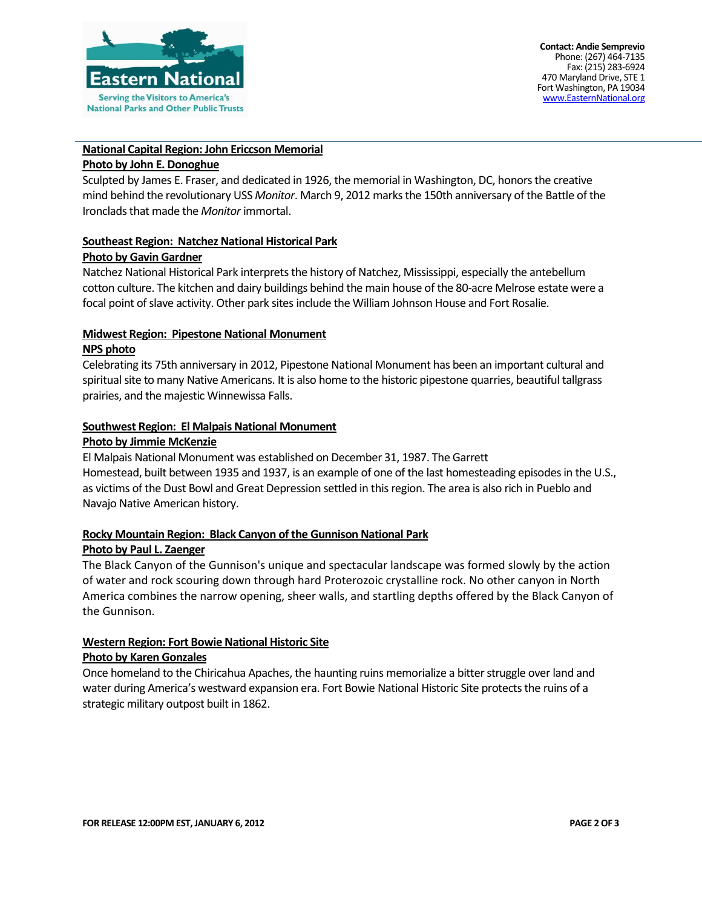**Contact: Andie Semprevio**
Phone: (267) 464-7135
Fax: (215) 283-6924
470 Maryland Drive, STE 1
Fort Washington, PA 19034
www.EasternNational.org

**National Capital Region: John Ericcson Memorial**
**Photo by John E. Donoghue**

Sculpted by James E. Fraser, and dedicated in 1926, the memorial in Washington, DC, honors the creative mind behind the revolutionary USS *Monitor*. March 9, 2012 marks the 150th anniversary of the Battle of the Ironclads that made the *Monitor* immortal.

**Southeast Region: Natchez National Historical Park**
**Photo by Gavin Gardner**

Natchez National Historical Park interprets the history of Natchez, Mississippi, especially the antebellum cotton culture. The kitchen and dairy buildings behind the main house of the 80-acre Melrose estate were a focal point of slave activity. Other park sites include the William Johnson House and Fort Rosalie.

**Midwest Region: Pipestone National Monument**
**NPS photo**

Celebrating its 75th anniversary in 2012, Pipestone National Monument has been an important cultural and spiritual site to many Native Americans. It is also home to the historic pipestone quarries, beautiful tallgrass prairies, and the majestic Winnewissa Falls.

**Southwest Region: El Malpais National Monument**
**Photo by Jimmie McKenzie**

El Malpais National Monument was established on December 31, 1987. The Garrett Homestead, built between 1935 and 1937, is an example of one of the last homesteading episodes in the U.S., as victims of the Dust Bowl and Great Depression settled in this region. The area is also rich in Pueblo and Navajo Native American history.

**Rocky Mountain Region: Black Canyon of the Gunnison National Park**
**Photo by Paul L. Zaenger**

The Black Canyon of the Gunnison's unique and spectacular landscape was formed slowly by the action of water and rock scouring down through hard Proterozoic crystalline rock. No other canyon in North America combines the narrow opening, sheer walls, and startling depths offered by the Black Canyon of the Gunnison.

**Western Region: Fort Bowie National Historic Site**
**Photo by Karen Gonzales**

Once homeland to the Chiricahua Apaches, the haunting ruins memorialize a bitter struggle over land and water during America's westward expansion era. Fort Bowie National Historic Site protects the ruins of a strategic military outpost built in 1862.

**FOR RELEASE 12:00PM EST, JANUARY 6, 2012**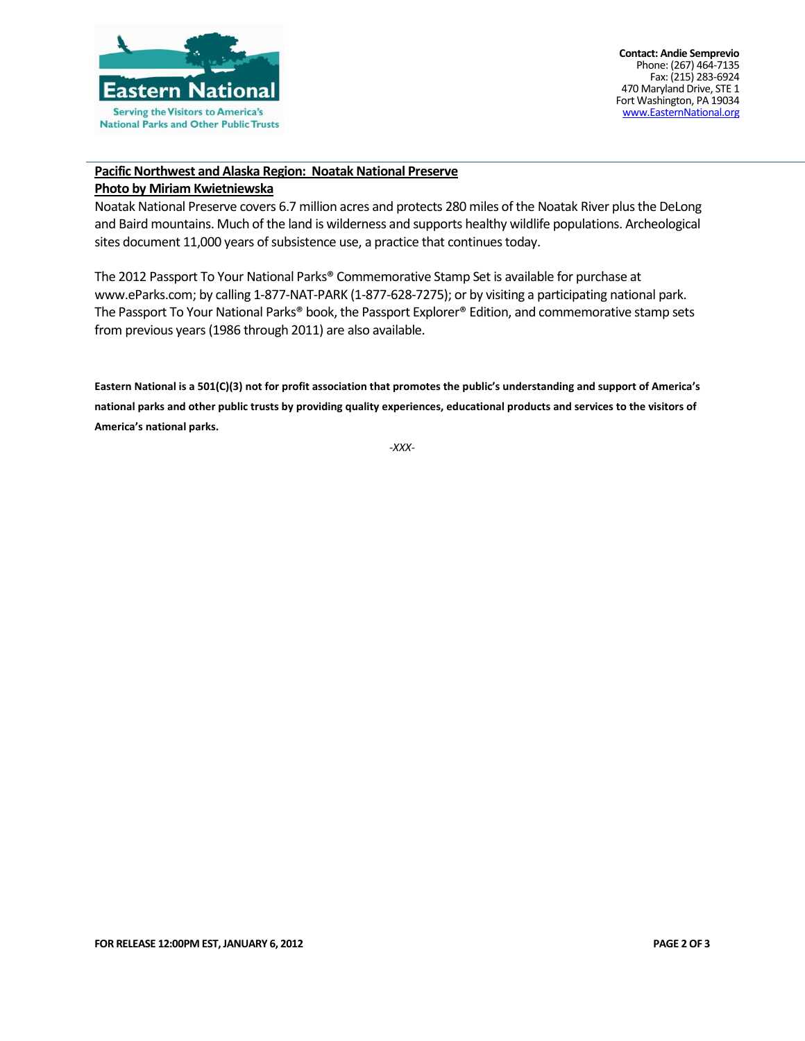Contact: **Andie Semprevio**
Phone: (267) 464-7135
Fax: (215) 283-6924
470 Maryland Drive, STE 1
Fort Washington, PA 19034
www.EasternNational.org

**Pacific Northwest and Alaska Region: Noatak National Preserve**
**Photo by Miriam Kwietniewska**

Noatak National Preserve covers 6.7 million acres and protects 280 miles of the Noatak River plus the DeLong and Baird mountains. Much of the land is wilderness and supports healthy wildlife populations. Archeological sites document 11,000 years of subsistence use, a practice that continues today.

The 2012 Passport To Your National Parks® Commemorative Stamp Set is available for purchase at www.eParks.com; by calling 1-877-NAT-PARK (1-877-628-7275); or by visiting a participating national park. The Passport To Your National Parks® book, the Passport Explorer® Edition, and commemorative stamp sets from previous years (1986 through 2011) are also available.

**Eastern National is a 501(C)(3) not for profit association that promotes the public's understanding and support of America's national parks and other public trusts by providing quality experiences, educational products and services to the visitors of America's national parks.**

*-XXX-*

**FOR RELEASE 12:00PM EST, JANUARY 6, 2012**